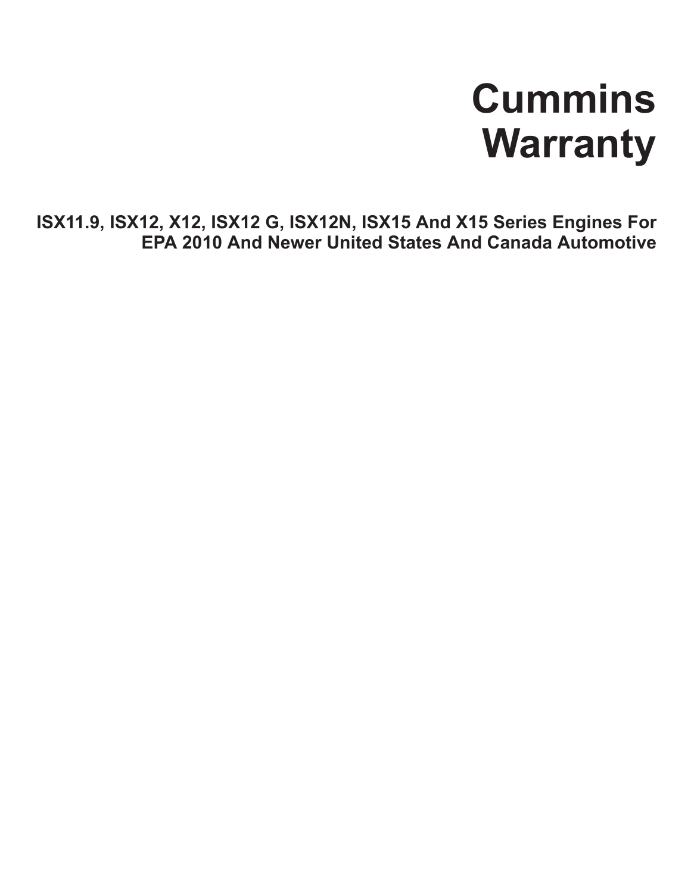# Cummins Warranty

## ISX11.9, ISX12, X12, ISX12 G, ISX12N, ISX15 And X15 Series Engines For EPA 2010 And Newer United States And Canada Automotive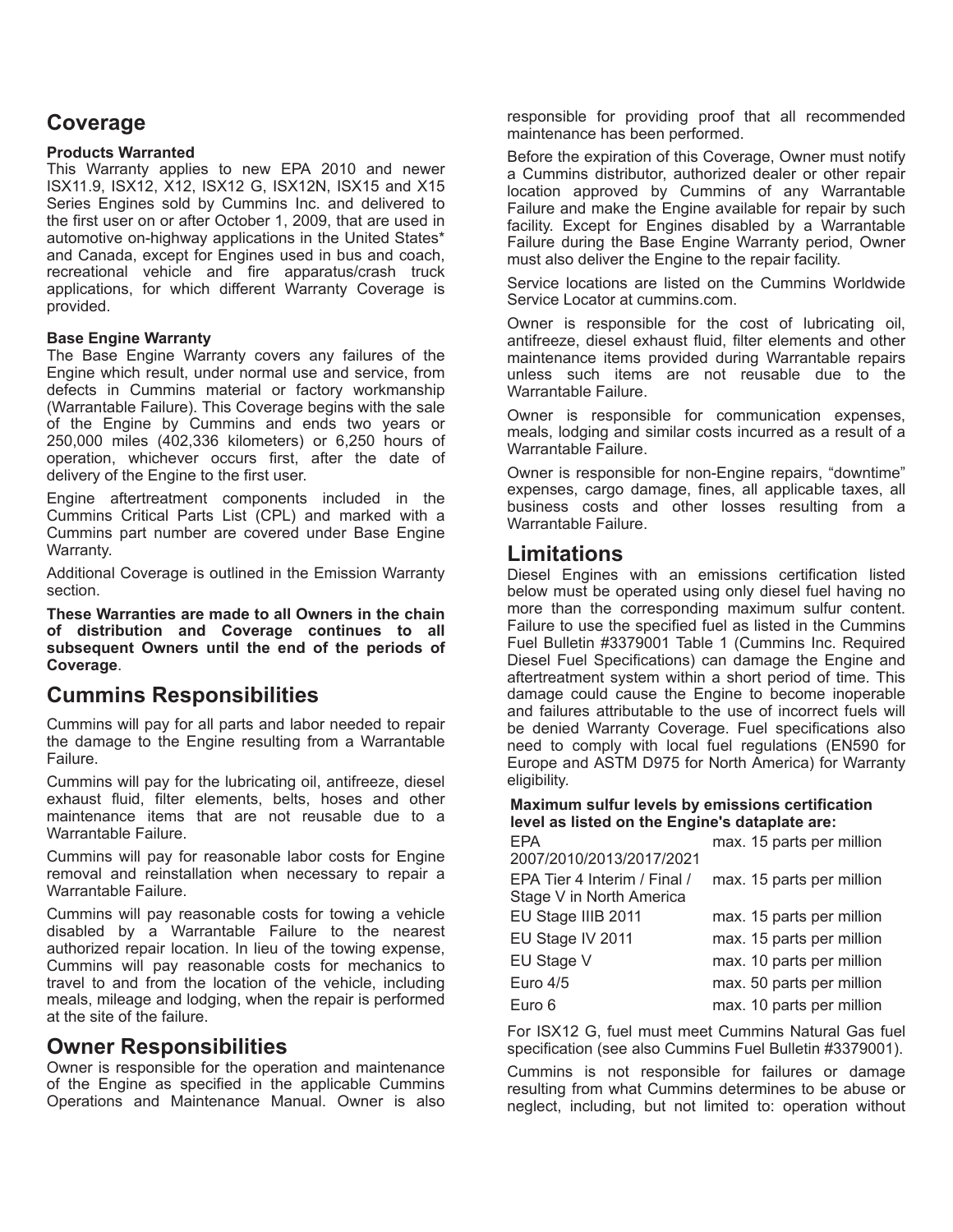## Coverage

### Products Warranted

This Warranty applies to new EPA 2010 and newer ISX11.9, ISX12, X12, ISX12 G, ISX12N, ISX15 and X15 Series Engines sold by Cummins Inc. and delivered to the first user on or after October 1, 2009, that are used in automotive on-highway applications in the United States* and Canada, except for Engines used in bus and coach, recreational vehicle and fire apparatus/crash truck applications, for which different Warranty Coverage is provided.

### Base Engine Warranty

The Base Engine Warranty covers any failures of the Engine which result, under normal use and service, from defects in Cummins material or factory workmanship (Warrantable Failure). This Coverage begins with the sale of the Engine by Cummins and ends two years or 250,000 miles (402,336 kilometers) or 6,250 hours of operation, whichever occurs first, after the date of delivery of the Engine to the first user.

Engine aftertreatment components included in the Cummins Critical Parts List (CPL) and marked with a Cummins part number are covered under Base Engine Warranty.

Additional Coverage is outlined in the Emission Warranty section.

**These Warranties are made to all Owners in the chain of distribution and Coverage continues to all subsequent Owners until the end of the periods of Coverage**.

## Cummins Responsibilities

Cummins will pay for all parts and labor needed to repair the damage to the Engine resulting from a Warrantable Failure.

Cummins will pay for the lubricating oil, antifreeze, diesel exhaust fluid, filter elements, belts, hoses and other maintenance items that are not reusable due to a Warrantable Failure.

Cummins will pay for reasonable labor costs for Engine removal and reinstallation when necessary to repair a Warrantable Failure.

Cummins will pay reasonable costs for towing a vehicle disabled by a Warrantable Failure to the nearest authorized repair location. In lieu of the towing expense, Cummins will pay reasonable costs for mechanics to travel to and from the location of the vehicle, including meals, mileage and lodging, when the repair is performed at the site of the failure.

## Owner Responsibilities

Owner is responsible for the operation and maintenance of the Engine as specified in the applicable Cummins Operations and Maintenance Manual. Owner is also responsible for providing proof that all recommended maintenance has been performed.

Before the expiration of this Coverage, Owner must notify a Cummins distributor, authorized dealer or other repair location approved by Cummins of any Warrantable Failure and make the Engine available for repair by such facility. Except for Engines disabled by a Warrantable Failure during the Base Engine Warranty period, Owner must also deliver the Engine to the repair facility.

Service locations are listed on the Cummins Worldwide Service Locator at cummins.com.

Owner is responsible for the cost of lubricating oil, antifreeze, diesel exhaust fluid, filter elements and other maintenance items provided during Warrantable repairs unless such items are not reusable due to the Warrantable Failure.

Owner is responsible for communication expenses, meals, lodging and similar costs incurred as a result of a Warrantable Failure.

Owner is responsible for non-Engine repairs, "downtime" expenses, cargo damage, fines, all applicable taxes, all business costs and other losses resulting from a Warrantable Failure.

## Limitations

Diesel Engines with an emissions certification listed below must be operated using only diesel fuel having no more than the corresponding maximum sulfur content. Failure to use the specified fuel as listed in the Cummins Fuel Bulletin #3379001 Table 1 (Cummins Inc. Required Diesel Fuel Specifications) can damage the Engine and aftertreatment system within a short period of time. This damage could cause the Engine to become inoperable and failures attributable to the use of incorrect fuels will be denied Warranty Coverage. Fuel specifications also need to comply with local fuel regulations (EN590 for Europe and ASTM D975 for North America) for Warranty eligibility.

**Maximum sulfur levels by emissions certification level as listed on the Engine's dataplate are:**

| | |
|---|---|
| EPA 2007/2010/2013/2017/2021 | max. 15 parts per million |
| EPA Tier 4 Interim / Final / Stage V in North America | max. 15 parts per million |
| EU Stage IIIB 2011 | max. 15 parts per million |
| EU Stage IV 2011 | max. 15 parts per million |
| EU Stage V | max. 10 parts per million |
| Euro 4/5 | max. 50 parts per million |
| Euro 6 | max. 10 parts per million |

For ISX12 G, fuel must meet Cummins Natural Gas fuel specification (see also Cummins Fuel Bulletin #3379001).

Cummins is not responsible for failures or damage resulting from what Cummins determines to be abuse or neglect, including, but not limited to: operation without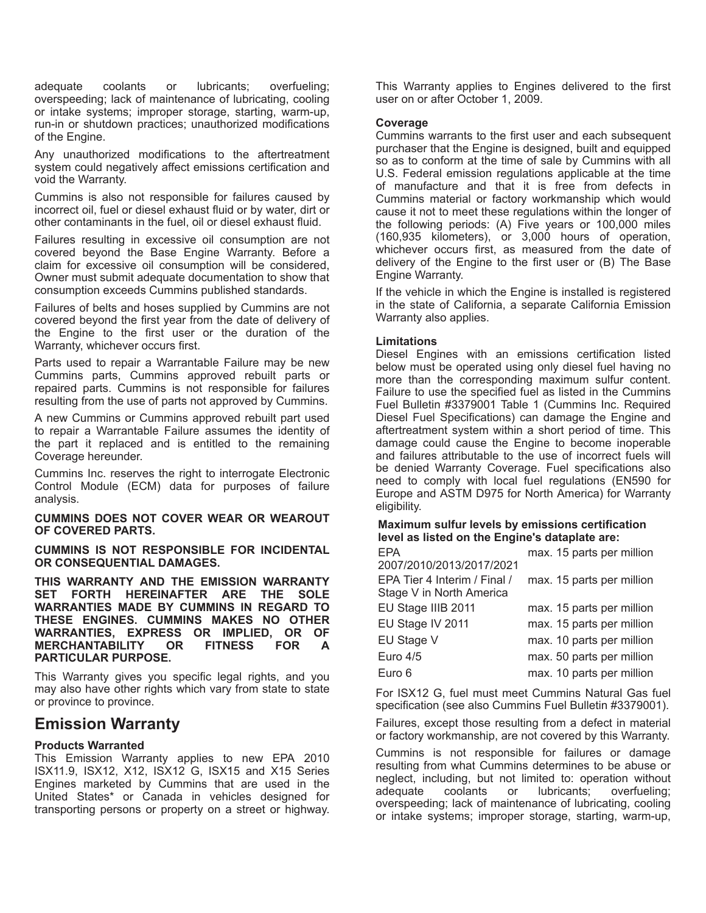adequate coolants or lubricants; overfueling; overspeeding; lack of maintenance of lubricating, cooling or intake systems; improper storage, starting, warm-up, run-in or shutdown practices; unauthorized modifications of the Engine.

Any unauthorized modifications to the aftertreatment system could negatively affect emissions certification and void the Warranty.

Cummins is also not responsible for failures caused by incorrect oil, fuel or diesel exhaust fluid or by water, dirt or other contaminants in the fuel, oil or diesel exhaust fluid.

Failures resulting in excessive oil consumption are not covered beyond the Base Engine Warranty. Before a claim for excessive oil consumption will be considered, Owner must submit adequate documentation to show that consumption exceeds Cummins published standards.

Failures of belts and hoses supplied by Cummins are not covered beyond the first year from the date of delivery of the Engine to the first user or the duration of the Warranty, whichever occurs first.

Parts used to repair a Warrantable Failure may be new Cummins parts, Cummins approved rebuilt parts or repaired parts. Cummins is not responsible for failures resulting from the use of parts not approved by Cummins.

A new Cummins or Cummins approved rebuilt part used to repair a Warrantable Failure assumes the identity of the part it replaced and is entitled to the remaining Coverage hereunder.

Cummins Inc. reserves the right to interrogate Electronic Control Module (ECM) data for purposes of failure analysis.

**CUMMINS DOES NOT COVER WEAR OR WEAROUT OF COVERED PARTS.**

**CUMMINS IS NOT RESPONSIBLE FOR INCIDENTAL OR CONSEQUENTIAL DAMAGES.**

**THIS WARRANTY AND THE EMISSION WARRANTY SET FORTH HEREINAFTER ARE THE SOLE WARRANTIES MADE BY CUMMINS IN REGARD TO THESE ENGINES. CUMMINS MAKES NO OTHER WARRANTIES, EXPRESS OR IMPLIED, OR OF MERCHANTABILITY OR FITNESS FOR A PARTICULAR PURPOSE.**

This Warranty gives you specific legal rights, and you may also have other rights which vary from state to state or province to province.

## Emission Warranty

**Products Warranted**

This Emission Warranty applies to new EPA 2010 ISX11.9, ISX12, X12, ISX12 G, ISX15 and X15 Series Engines marketed by Cummins that are used in the United States* or Canada in vehicles designed for transporting persons or property on a street or highway.

This Warranty applies to Engines delivered to the first user on or after October 1, 2009.

**Coverage**

Cummins warrants to the first user and each subsequent purchaser that the Engine is designed, built and equipped so as to conform at the time of sale by Cummins with all U.S. Federal emission regulations applicable at the time of manufacture and that it is free from defects in Cummins material or factory workmanship which would cause it not to meet these regulations within the longer of the following periods: (A) Five years or 100,000 miles (160,935 kilometers), or 3,000 hours of operation, whichever occurs first, as measured from the date of delivery of the Engine to the first user or (B) The Base Engine Warranty.

If the vehicle in which the Engine is installed is registered in the state of California, a separate California Emission Warranty also applies.

**Limitations**

Diesel Engines with an emissions certification listed below must be operated using only diesel fuel having no more than the corresponding maximum sulfur content. Failure to use the specified fuel as listed in the Cummins Fuel Bulletin #3379001 Table 1 (Cummins Inc. Required Diesel Fuel Specifications) can damage the Engine and aftertreatment system within a short period of time. This damage could cause the Engine to become inoperable and failures attributable to the use of incorrect fuels will be denied Warranty Coverage. Fuel specifications also need to comply with local fuel regulations (EN590 for Europe and ASTM D975 for North America) for Warranty eligibility.

**Maximum sulfur levels by emissions certification level as listed on the Engine's dataplate are:**

| | |
|---|---|
| EPA 2007/2010/2013/2017/2021 | max. 15 parts per million |
| EPA Tier 4 Interim / Final / Stage V in North America | max. 15 parts per million |
| EU Stage IIIB 2011 | max. 15 parts per million |
| EU Stage IV 2011 | max. 15 parts per million |
| EU Stage V | max. 10 parts per million |
| Euro 4/5 | max. 50 parts per million |
| Euro 6 | max. 10 parts per million |

For ISX12 G, fuel must meet Cummins Natural Gas fuel specification (see also Cummins Fuel Bulletin #3379001).

Failures, except those resulting from a defect in material or factory workmanship, are not covered by this Warranty.

Cummins is not responsible for failures or damage resulting from what Cummins determines to be abuse or neglect, including, but not limited to: operation without adequate coolants or lubricants; overfueling; overspeeding; lack of maintenance of lubricating, cooling or intake systems; improper storage, starting, warm-up,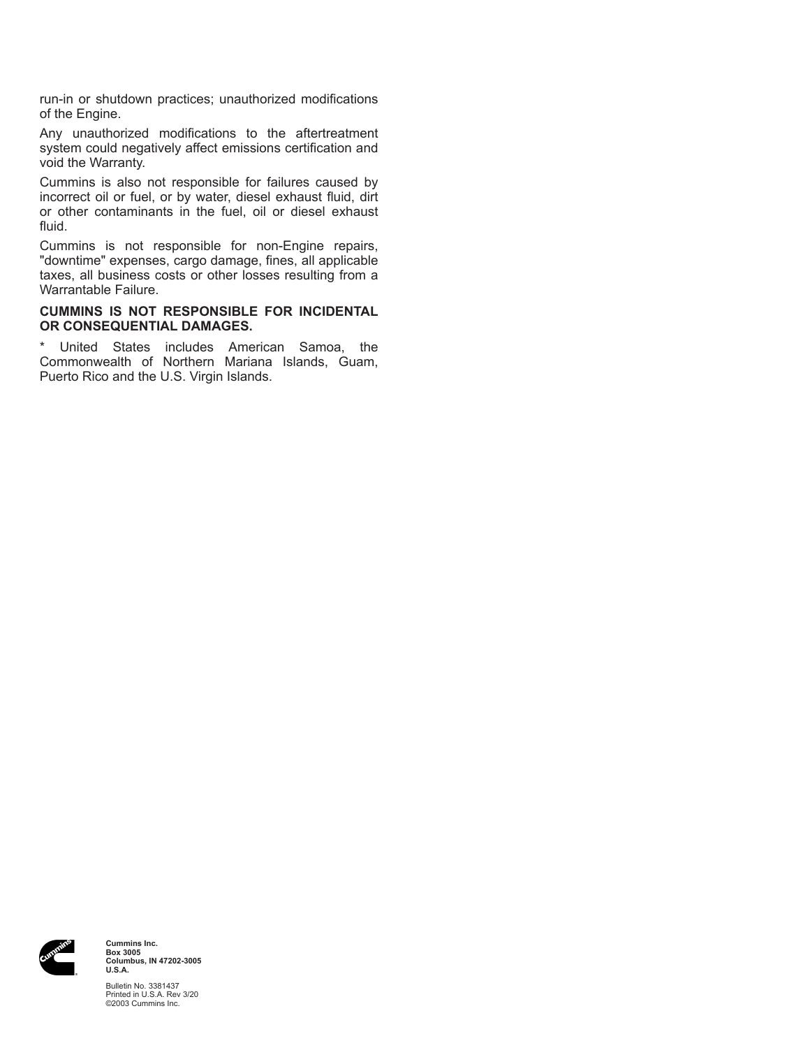run-in or shutdown practices; unauthorized modifications of the Engine.

Any unauthorized modifications to the aftertreatment system could negatively affect emissions certification and void the Warranty.

Cummins is also not responsible for failures caused by incorrect oil or fuel, or by water, diesel exhaust fluid, dirt or other contaminants in the fuel, oil or diesel exhaust fluid.

Cummins is not responsible for non-Engine repairs, "downtime" expenses, cargo damage, fines, all applicable taxes, all business costs or other losses resulting from a Warrantable Failure.

**CUMMINS IS NOT RESPONSIBLE FOR INCIDENTAL OR CONSEQUENTIAL DAMAGES.**

* United States includes American Samoa, the Commonwealth of Northern Mariana Islands, Guam, Puerto Rico and the U.S. Virgin Islands.

**Cummins Inc.**
**Box 3005**
**Columbus, IN 47202-3005**
**U.S.A.**

Bulletin No. 3381437
Printed in U.S.A. Rev 3/20
©2003 Cummins Inc.